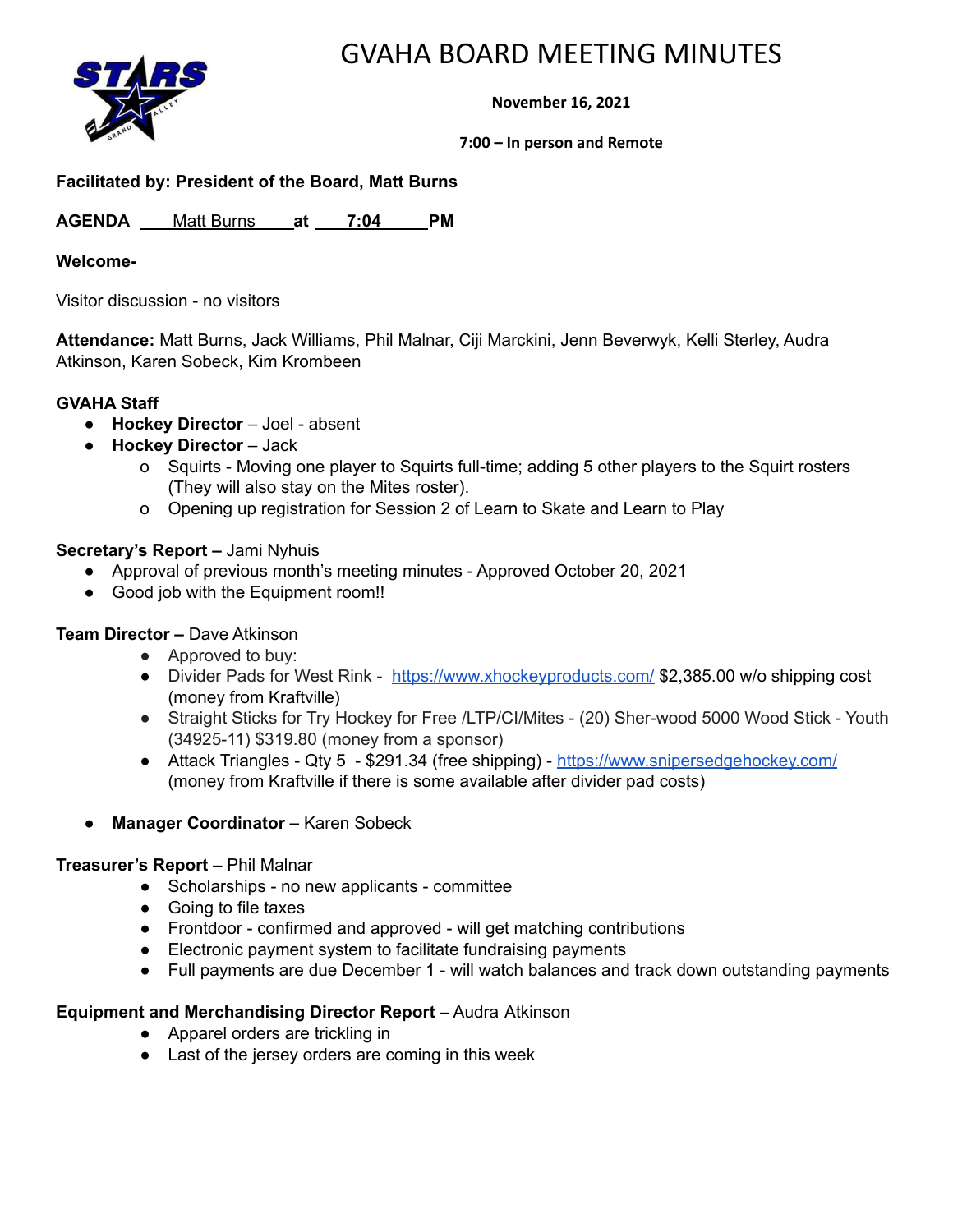# GVAHA BOARD MEETING MINUTES

**November 16, 2021**

**7:00 – In person and Remote**

**Facilitated by: President of the Board, Matt Burns**

**AGENDA** Matt Burns **at** 7:04 **PM**

**Welcome-**

Visitor discussion - no visitors

**Attendance:** Matt Burns, Jack Williams, Phil Malnar, Ciji Marckini, Jenn Beverwyk, Kelli Sterley, Audra Atkinson, Karen Sobeck, Kim Krombeen

**GVAHA Staff**

- **Hockey Director** – Joel - absent
- **Hockey Director** – Jack
  - Squirts - Moving one player to Squirts full-time; adding 5 other players to the Squirt rosters (They will also stay on the Mites roster).
  - Opening up registration for Session 2 of Learn to Skate and Learn to Play

**Secretary's Report –** Jami Nyhuis

- Approval of previous month's meeting minutes - Approved October 20, 2021
- Good job with the Equipment room!!

**Team Director –** Dave Atkinson

- Approved to buy:
- Divider Pads for West Rink - https://www.xhockeyproducts.com/ $2,385.00 w/o shipping cost (money from Kraftville)
- Straight Sticks for Try Hockey for Free /LTP/CI/Mites - (20) Sher-wood 5000 Wood Stick - Youth (34925-11) $319.80 (money from a sponsor)
- Attack Triangles - Qty 5 - $291.34 (free shipping) - https://www.snipersedgehockey.com/ (money from Kraftville if there is some available after divider pad costs)

- **Manager Coordinator –** Karen Sobeck

**Treasurer's Report** – Phil Malnar

- Scholarships - no new applicants - committee
- Going to file taxes
- Frontdoor - confirmed and approved - will get matching contributions
- Electronic payment system to facilitate fundraising payments
- Full payments are due December 1 - will watch balances and track down outstanding payments

**Equipment and Merchandising Director Report** – Audra Atkinson

- Apparel orders are trickling in
- Last of the jersey orders are coming in this week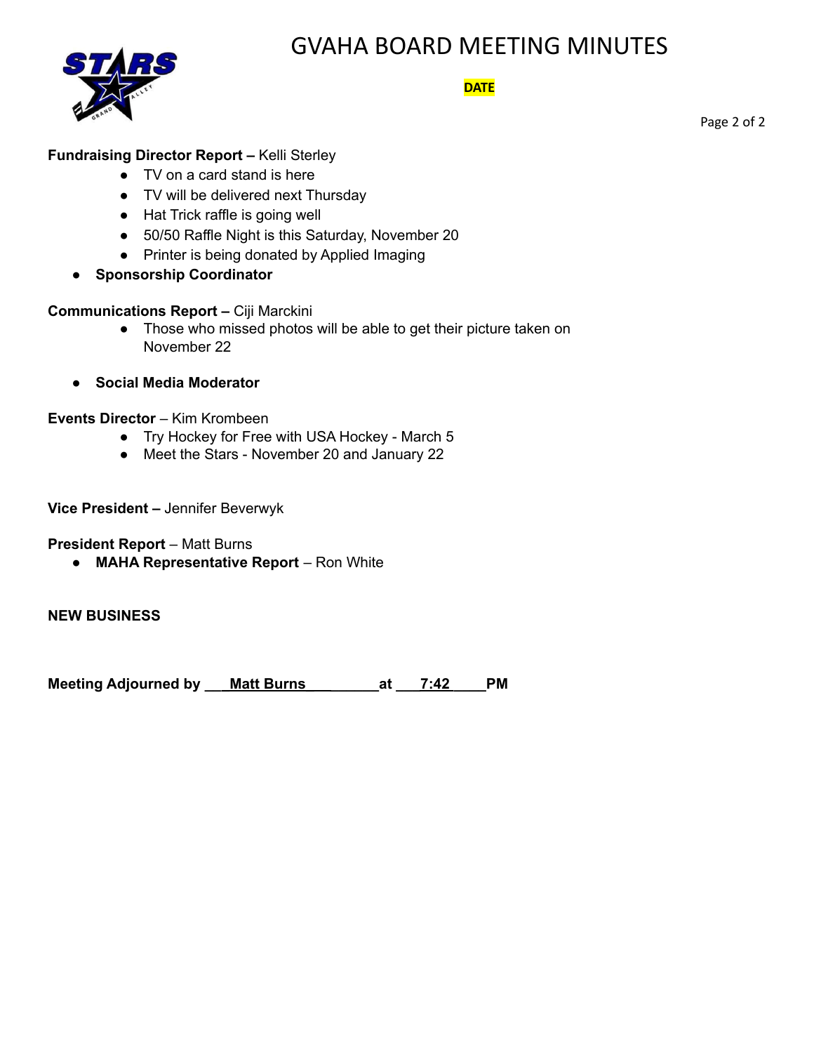# GVAHA BOARD MEETING MINUTES

**DATE**

**Fundraising Director Report –** Kelli Sterley

- TV on a card stand is here
- TV will be delivered next Thursday
- Hat Trick raffle is going well
- 50/50 Raffle Night is this Saturday, November 20
- Printer is being donated by Applied Imaging

- **Sponsorship Coordinator**

**Communications Report –** Ciji Marckini

- Those who missed photos will be able to get their picture taken on November 22

- **Social Media Moderator**

**Events Director** – Kim Krombeen

- Try Hockey for Free with USA Hockey - March 5
- Meet the Stars - November 20 and January 22

**Vice President –** Jennifer Beverwyk

**President Report** – Matt Burns

- **MAHA Representative Report** – Ron White

**NEW BUSINESS**

**Meeting Adjourned by \_\_\_Matt Burns\_\_\_\_\_\_\_\_\_\_at \_\_\_7:42\_\_\_\_PM**